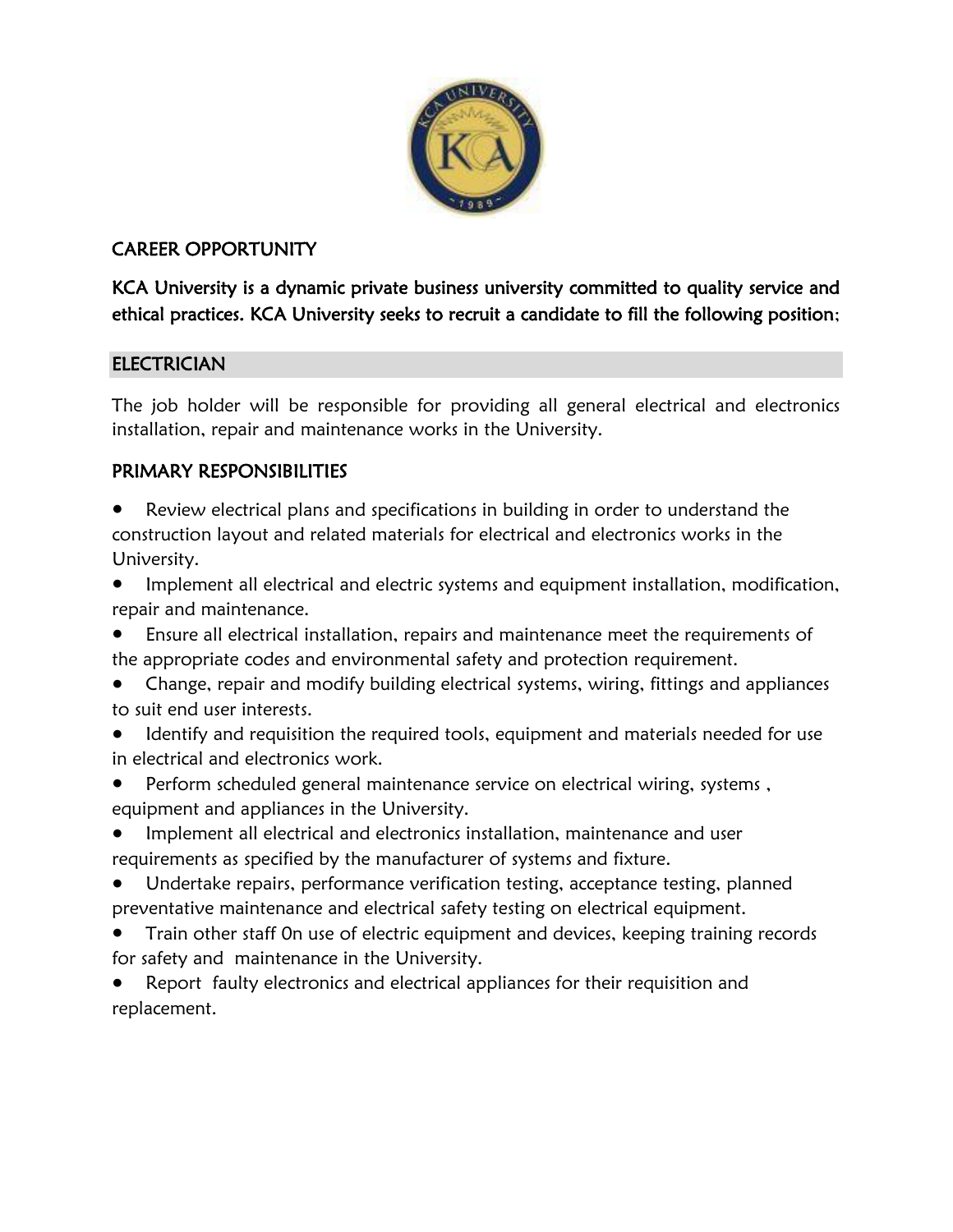## CAREER OPPORTUNITY

**KCA University is a dynamic private business university committed to quality service and ethical practices. KCA University seeks to recruit a candidate to fill the following position;**

## ELECTRICIAN

The job holder will be responsible for providing all general electrical and electronics installation, repair and maintenance works in the University.

## PRIMARY RESPONSIBILITIES

- Review electrical plans and specifications in building in order to understand the construction layout and related materials for electrical and electronics works in the University.
- Implement all electrical and electric systems and equipment installation, modification, repair and maintenance.
- Ensure all electrical installation, repairs and maintenance meet the requirements of the appropriate codes and environmental safety and protection requirement.
- Change, repair and modify building electrical systems, wiring, fittings and appliances to suit end user interests.
- Identify and requisition the required tools, equipment and materials needed for use in electrical and electronics work.
- Perform scheduled general maintenance service on electrical wiring, systems , equipment and appliances in the University.
- Implement all electrical and electronics installation, maintenance and user requirements as specified by the manufacturer of systems and fixture.
- Undertake repairs, performance verification testing, acceptance testing, planned preventative maintenance and electrical safety testing on electrical equipment.
- Train other staff 0n use of electric equipment and devices, keeping training records for safety and maintenance in the University.
- Report faulty electronics and electrical appliances for their requisition and replacement.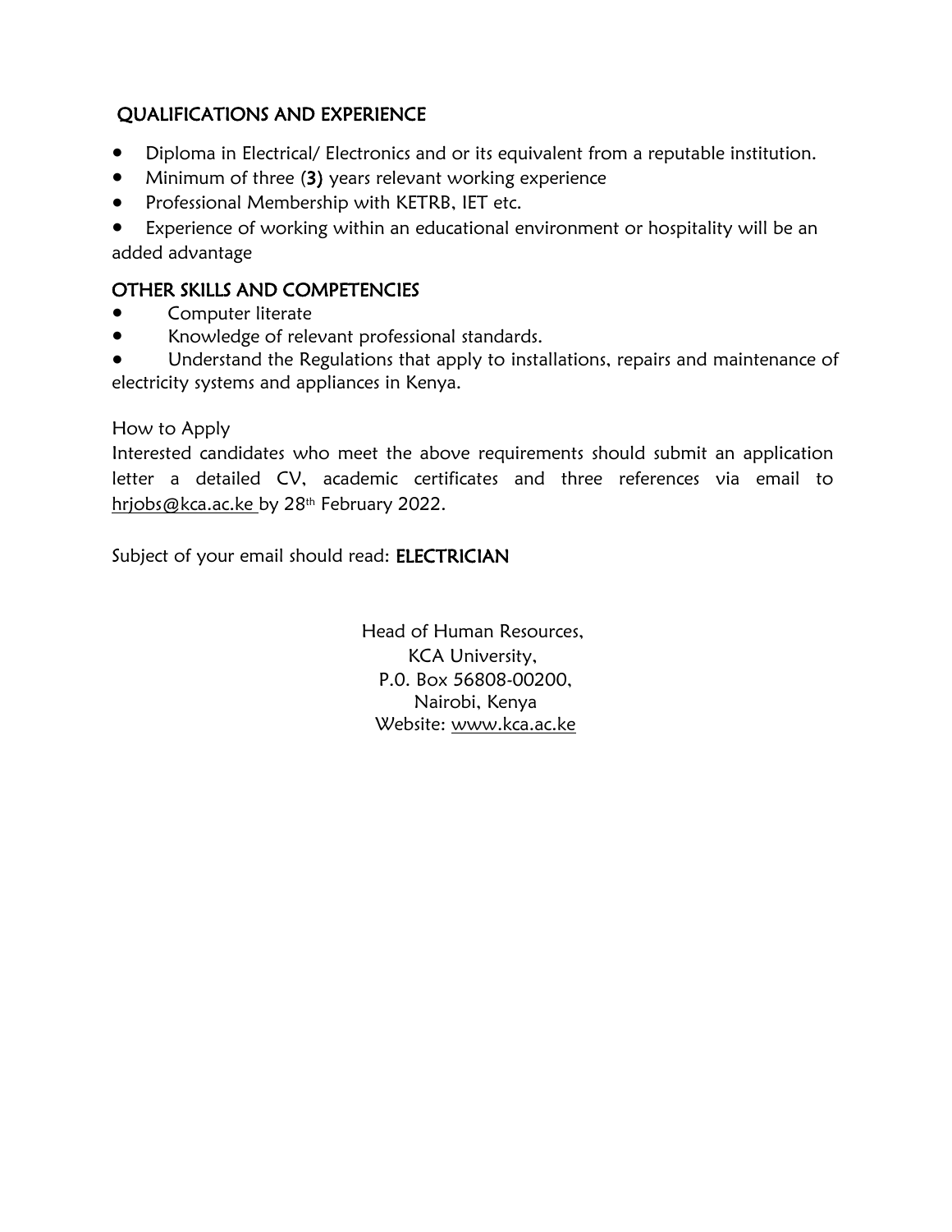## QUALIFICATIONS AND EXPERIENCE

- Diploma in Electrical/ Electronics and or its equivalent from a reputable institution.
- Minimum of three (**3**) years relevant working experience
- Professional Membership with KETRB, IET etc.
- Experience of working within an educational environment or hospitality will be an added advantage

## OTHER SKILLS AND COMPETENCIES

- Computer literate
- Knowledge of relevant professional standards.
- Understand the Regulations that apply to installations, repairs and maintenance of electricity systems and appliances in Kenya.

How to Apply

Interested candidates who meet the above requirements should submit an application letter a detailed CV, academic certificates and three references via email to hrjobs@kca.ac.ke by 28th February 2022.

Subject of your email should read: **ELECTRICIAN**

Head of Human Resources,
KCA University,
P.0. Box 56808-00200,
Nairobi, Kenya
Website: www.kca.ac.ke